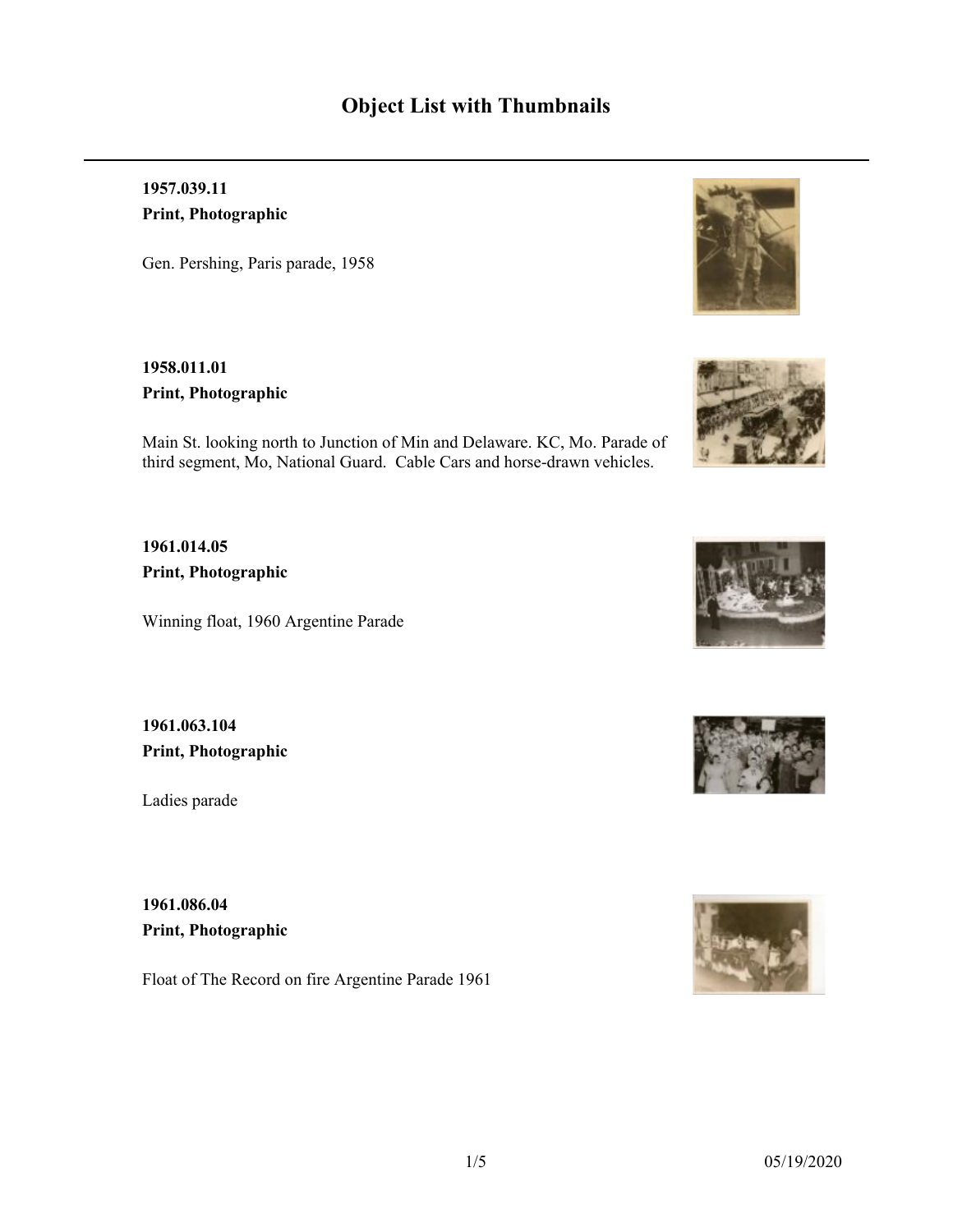# Object List with Thumbnails

---

**1957.039.11**

**Print, Photographic**

Gen. Pershing, Paris parade, 1958

**1958.011.01**

**Print, Photographic**

Main St. looking north to Junction of Min and Delaware. KC, Mo. Parade of third segment, Mo, National Guard. Cable Cars and horse-drawn vehicles.

**1961.014.05**

**Print, Photographic**

Winning float, 1960 Argentine Parade

**1961.063.104**

**Print, Photographic**

Ladies parade

**1961.086.04**

**Print, Photographic**

Float of The Record on fire Argentine Parade 1961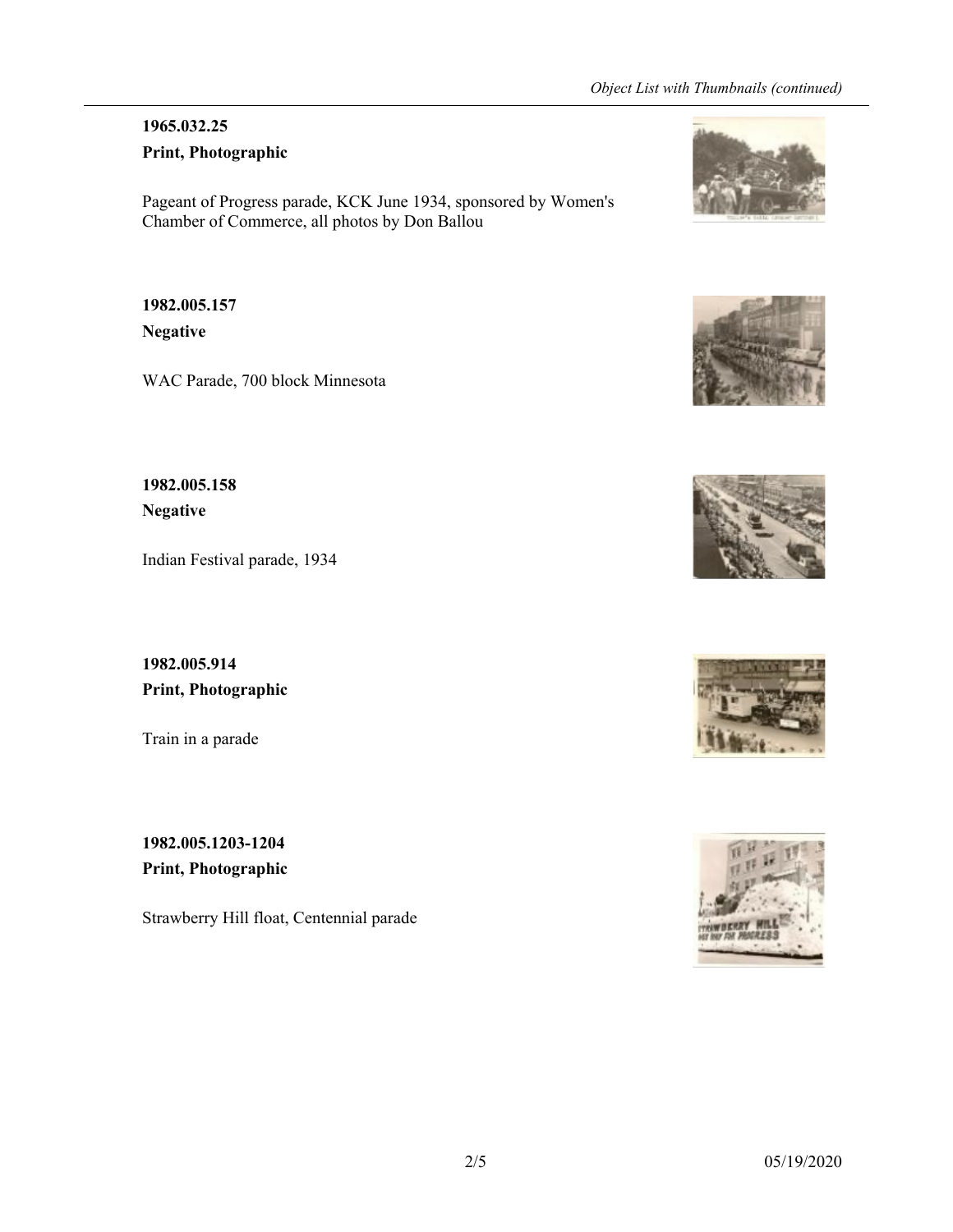**1965.032.25**

**Print, Photographic**

Pageant of Progress parade, KCK June 1934, sponsored by Women's Chamber of Commerce, all photos by Don Ballou

**1982.005.157**

**Negative**

WAC Parade, 700 block Minnesota

**1982.005.158**

**Negative**

Indian Festival parade, 1934

**1982.005.914**

**Print, Photographic**

Train in a parade

**1982.005.1203-1204**

**Print, Photographic**

Strawberry Hill float, Centennial parade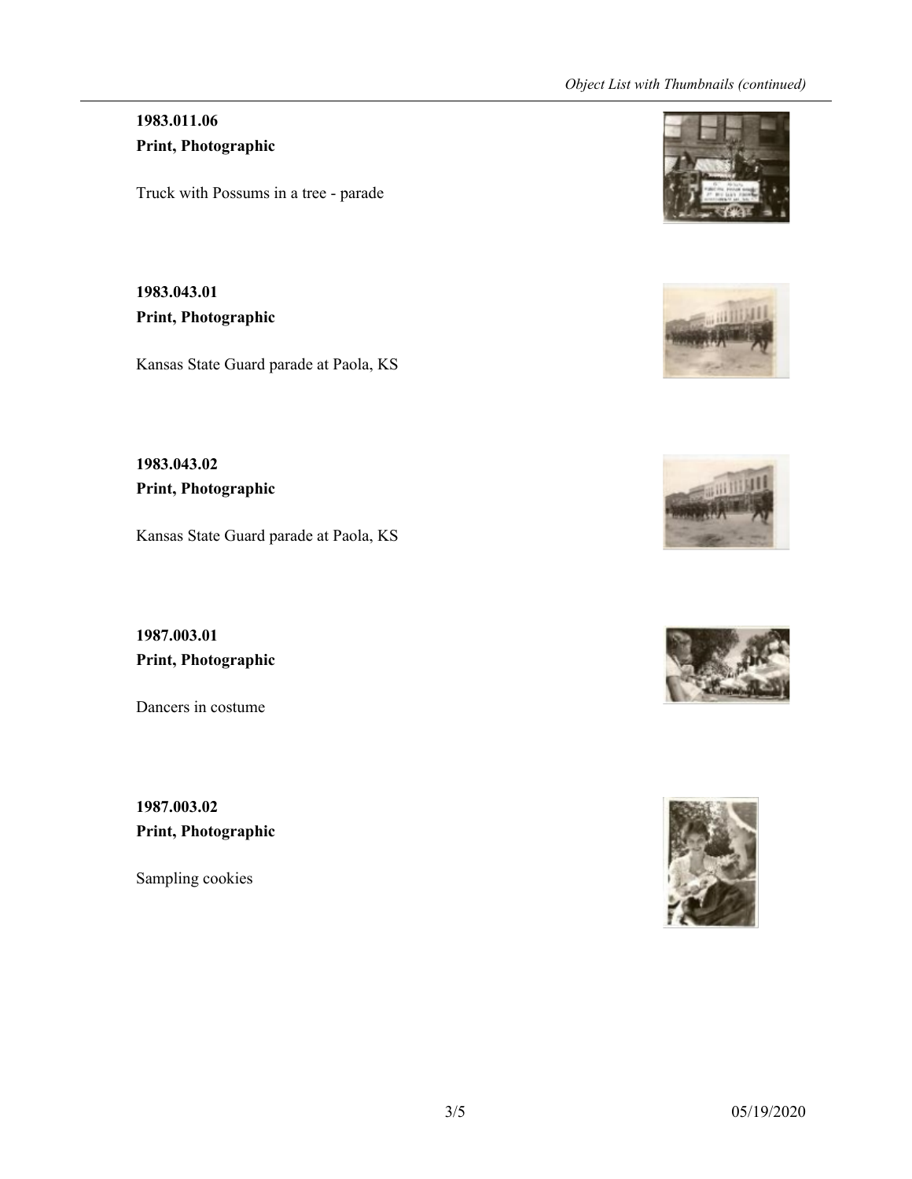**1983.011.06**
**Print, Photographic**

Truck with Possums in a tree - parade

**1983.043.01**
**Print, Photographic**

Kansas State Guard parade at Paola, KS

**1983.043.02**
**Print, Photographic**

Kansas State Guard parade at Paola, KS

**1987.003.01**
**Print, Photographic**

Dancers in costume

**1987.003.02**
**Print, Photographic**

Sampling cookies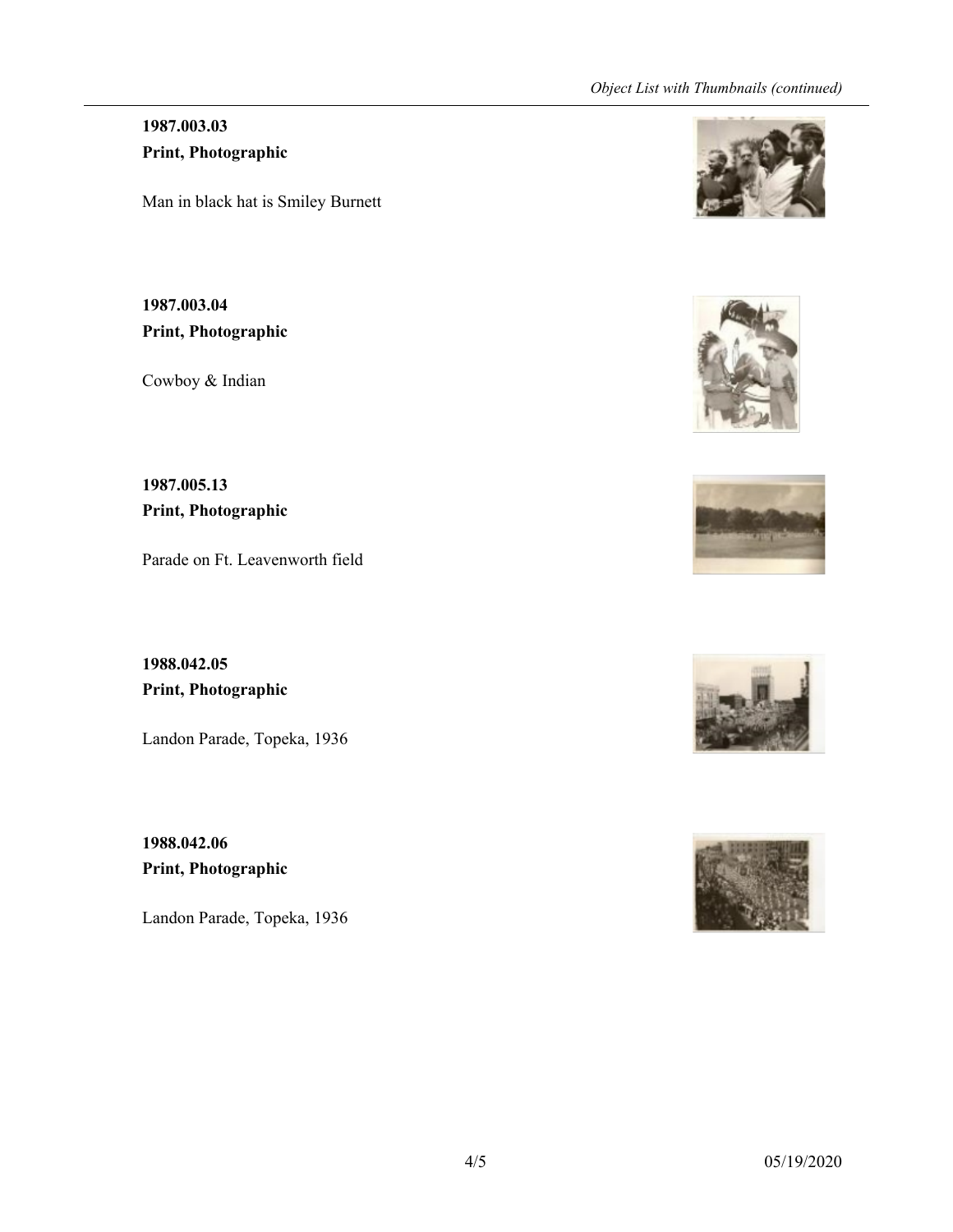**1987.003.03**
**Print, Photographic**

Man in black hat is Smiley Burnett

**1987.003.04**
**Print, Photographic**

Cowboy & Indian

**1987.005.13**
**Print, Photographic**

Parade on Ft. Leavenworth field

**1988.042.05**
**Print, Photographic**

Landon Parade, Topeka, 1936

**1988.042.06**
**Print, Photographic**

Landon Parade, Topeka, 1936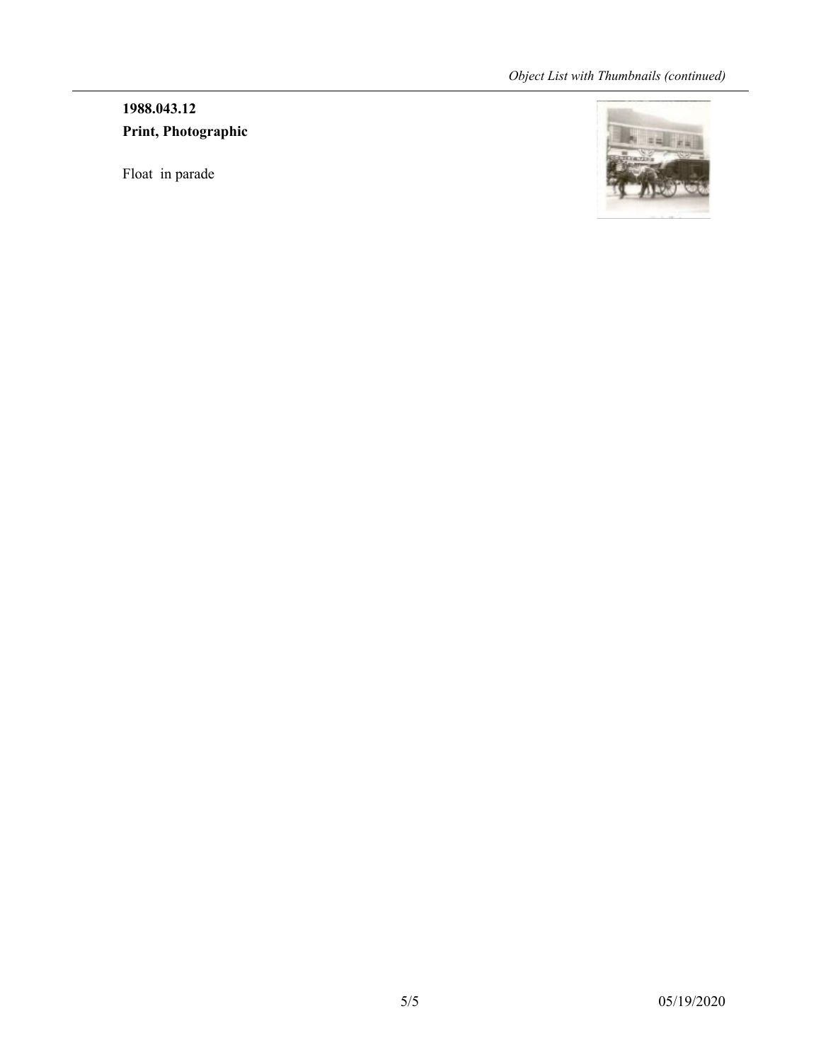**1988.043.12**
**Print, Photographic**

Float  in parade